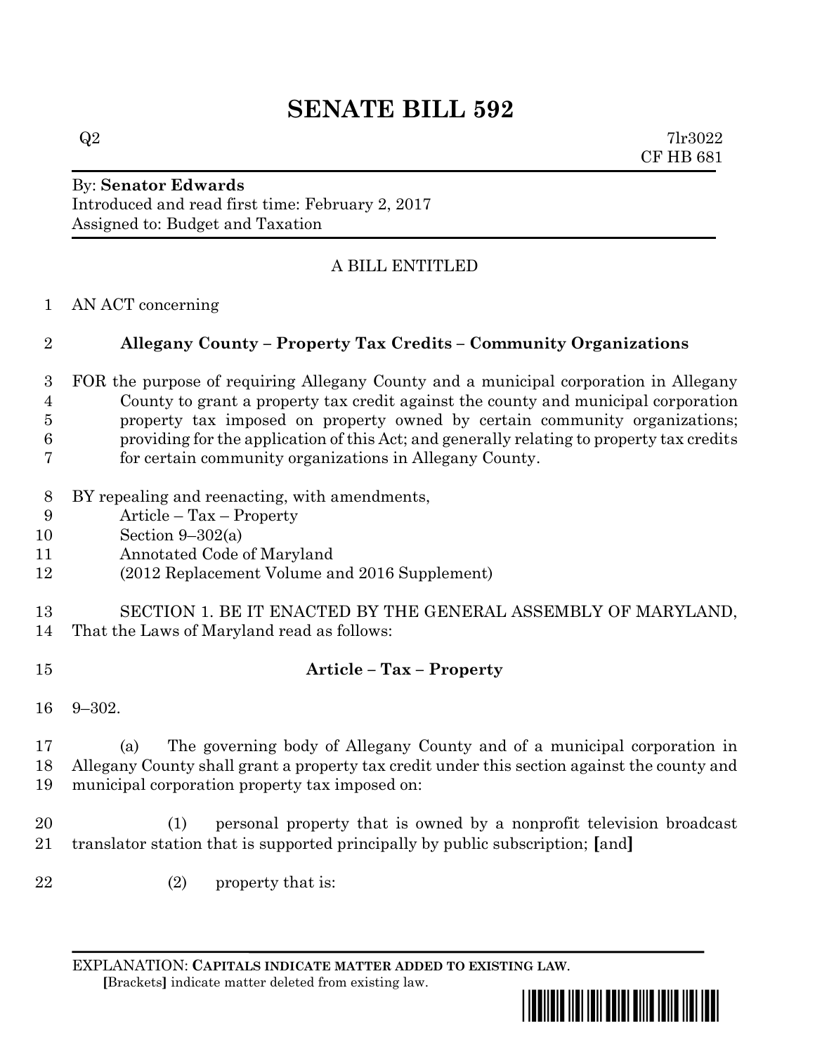# SENATE BILL 592

Q2 7lr3022
CF HB 681

By: **Senator Edwards**
Introduced and read first time: February 2, 2017
Assigned to: Budget and Taxation

A BILL ENTITLED

1 AN ACT concerning

2 **Allegany County – Property Tax Credits – Community Organizations**

3 FOR the purpose of requiring Allegany County and a municipal corporation in Allegany
4 County to grant a property tax credit against the county and municipal corporation
5 property tax imposed on property owned by certain community organizations;
6 providing for the application of this Act; and generally relating to property tax credits
7 for certain community organizations in Allegany County.

8 BY repealing and reenacting, with amendments,
9 Article – Tax – Property
10 Section 9–302(a)
11 Annotated Code of Maryland
12 (2012 Replacement Volume and 2016 Supplement)

13 SECTION 1. BE IT ENACTED BY THE GENERAL ASSEMBLY OF MARYLAND,
14 That the Laws of Maryland read as follows:

15 **Article – Tax – Property**

16 9–302.

17 (a) The governing body of Allegany County and of a municipal corporation in
18 Allegany County shall grant a property tax credit under this section against the county and
19 municipal corporation property tax imposed on:

20 (1) personal property that is owned by a nonprofit television broadcast
21 translator station that is supported principally by public subscription; **[**and**]**

22 (2) property that is:

EXPLANATION: **CAPITALS INDICATE MATTER ADDED TO EXISTING LAW.**
**[**Brackets**]** indicate matter deleted from existing law.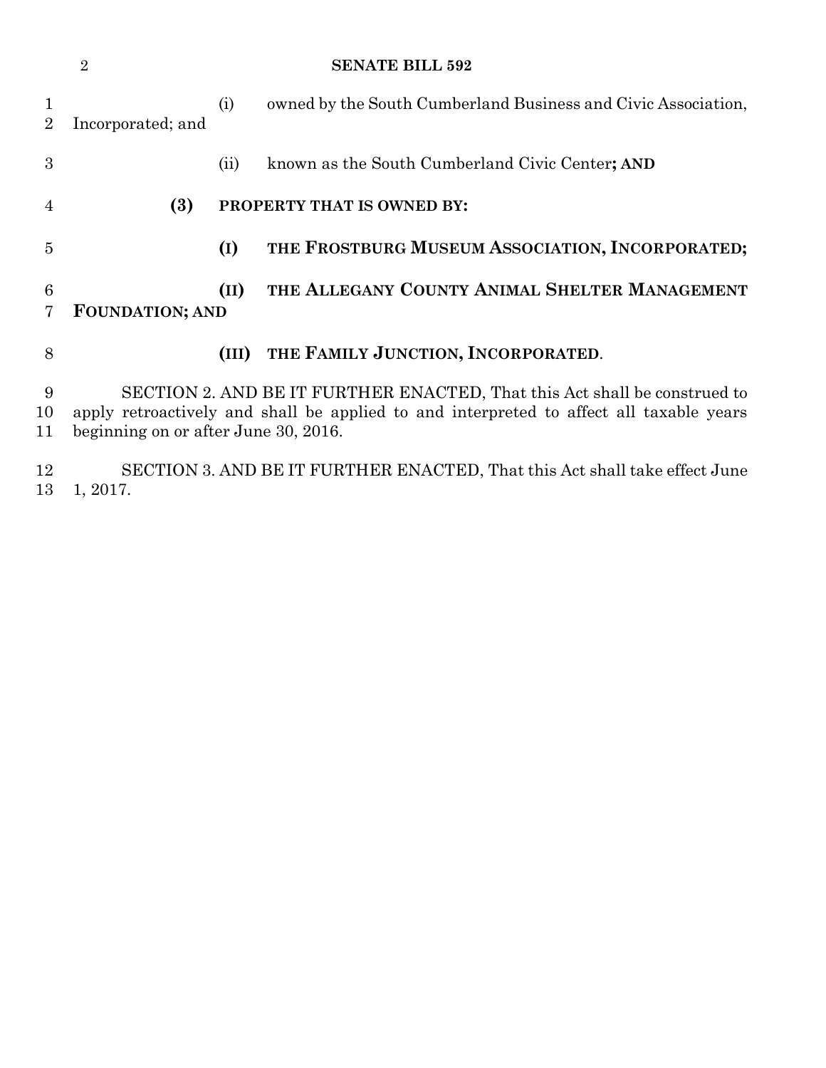(i) owned by the South Cumberland Business and Civic Association, Incorporated; and

(ii) known as the South Cumberland Civic Center**; AND**

**(3) PROPERTY THAT IS OWNED BY:**

**(I) THE FROSTBURG MUSEUM ASSOCIATION, INCORPORATED;**

**(II) THE ALLEGANY COUNTY ANIMAL SHELTER MANAGEMENT FOUNDATION; AND**

**(III) THE FAMILY JUNCTION, INCORPORATED**.

SECTION 2. AND BE IT FURTHER ENACTED, That this Act shall be construed to apply retroactively and shall be applied to and interpreted to affect all taxable years beginning on or after June 30, 2016.

SECTION 3. AND BE IT FURTHER ENACTED, That this Act shall take effect June 1, 2017.